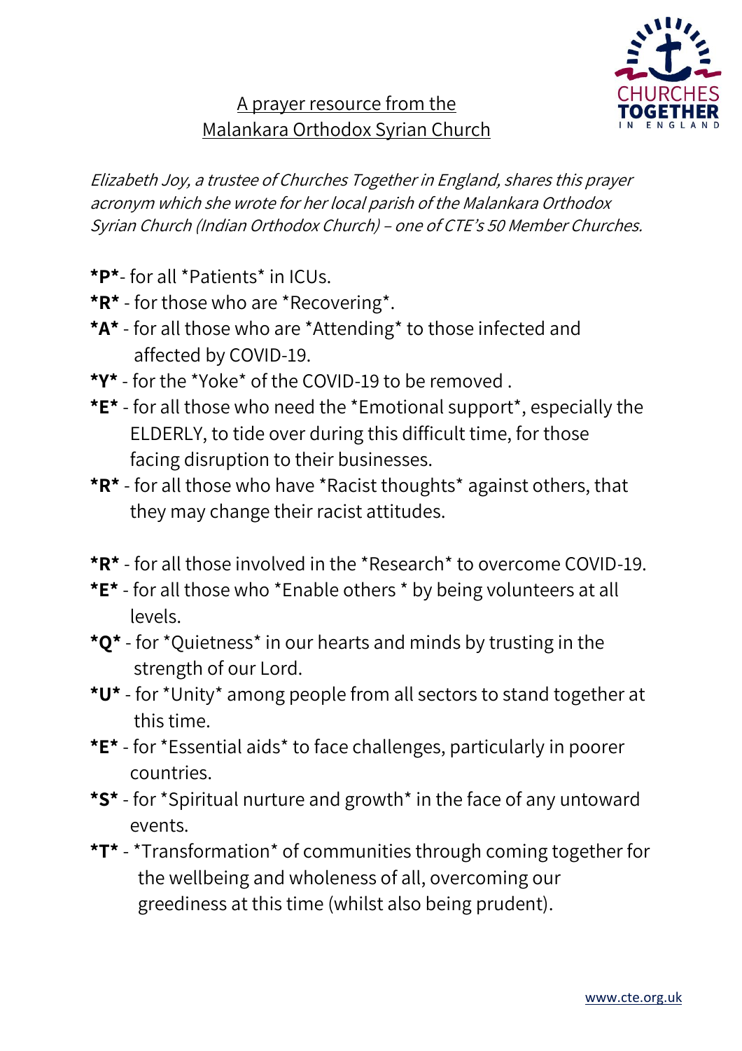A prayer resource from the
Malankara Orthodox Syrian Church

*Elizabeth Joy, a trustee of Churches Together in England, shares this prayer acronym which she wrote for her local parish of the Malankara Orthodox Syrian Church (Indian Orthodox Church) – one of CTE's 50 Member Churches.*

**\*P\***- for all \*Patients\* in ICUs.
**\*R\*** - for those who are \*Recovering\*.
**\*A\*** - for all those who are \*Attending\* to those infected and affected by COVID-19.
**\*Y\*** - for the \*Yoke\* of the COVID-19 to be removed .
**\*E\*** - for all those who need the \*Emotional support\*, especially the ELDERLY, to tide over during this difficult time, for those facing disruption to their businesses.
**\*R\*** - for all those who have \*Racist thoughts\* against others, that they may change their racist attitudes.

**\*R\*** - for all those involved in the \*Research\* to overcome COVID-19.
**\*E\*** - for all those who \*Enable others \* by being volunteers at all levels.
**\*Q\*** - for \*Quietness\* in our hearts and minds by trusting in the strength of our Lord.
**\*U\*** - for \*Unity\* among people from all sectors to stand together at this time.
**\*E\*** - for \*Essential aids\* to face challenges, particularly in poorer countries.
**\*S\*** - for \*Spiritual nurture and growth\* in the face of any untoward events.
**\*T\*** - \*Transformation\* of communities through coming together for the wellbeing and wholeness of all, overcoming our greediness at this time (whilst also being prudent).

www.cte.org.uk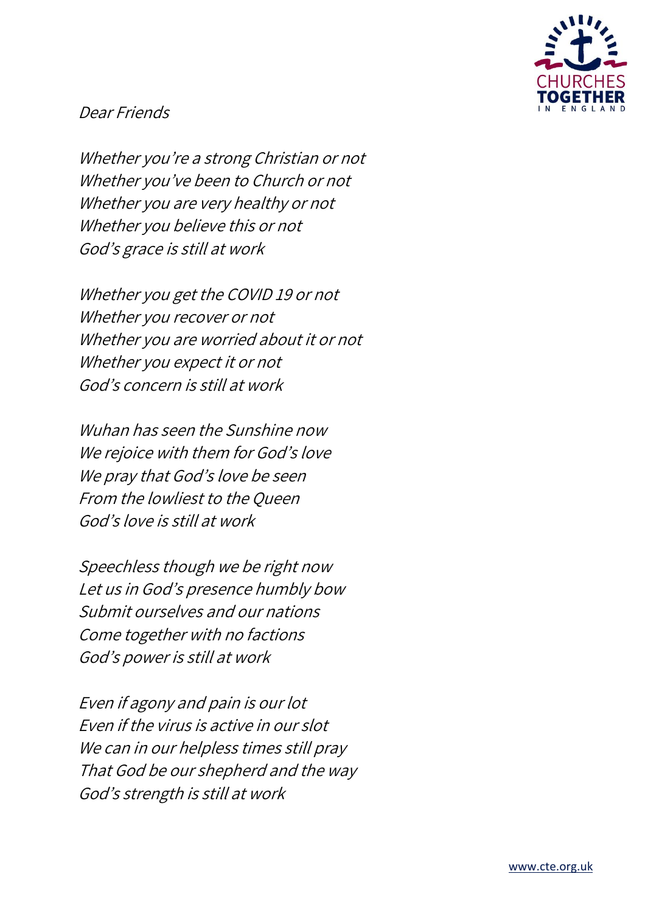*Dear Friends*

*Whether you're a strong Christian or not*
*Whether you've been to Church or not*
*Whether you are very healthy or not*
*Whether you believe this or not*
*God's grace is still at work*

*Whether you get the COVID 19 or not*
*Whether you recover or not*
*Whether you are worried about it or not*
*Whether you expect it or not*
*God's concern is still at work*

*Wuhan has seen the Sunshine now*
*We rejoice with them for God's love*
*We pray that God's love be seen*
*From the lowliest to the Queen*
*God's love is still at work*

*Speechless though we be right now*
*Let us in God's presence humbly bow*
*Submit ourselves and our nations*
*Come together with no factions*
*God's power is still at work*

*Even if agony and pain is our lot*
*Even if the virus is active in our slot*
*We can in our helpless times still pray*
*That God be our shepherd and the way*
*God's strength is still at work*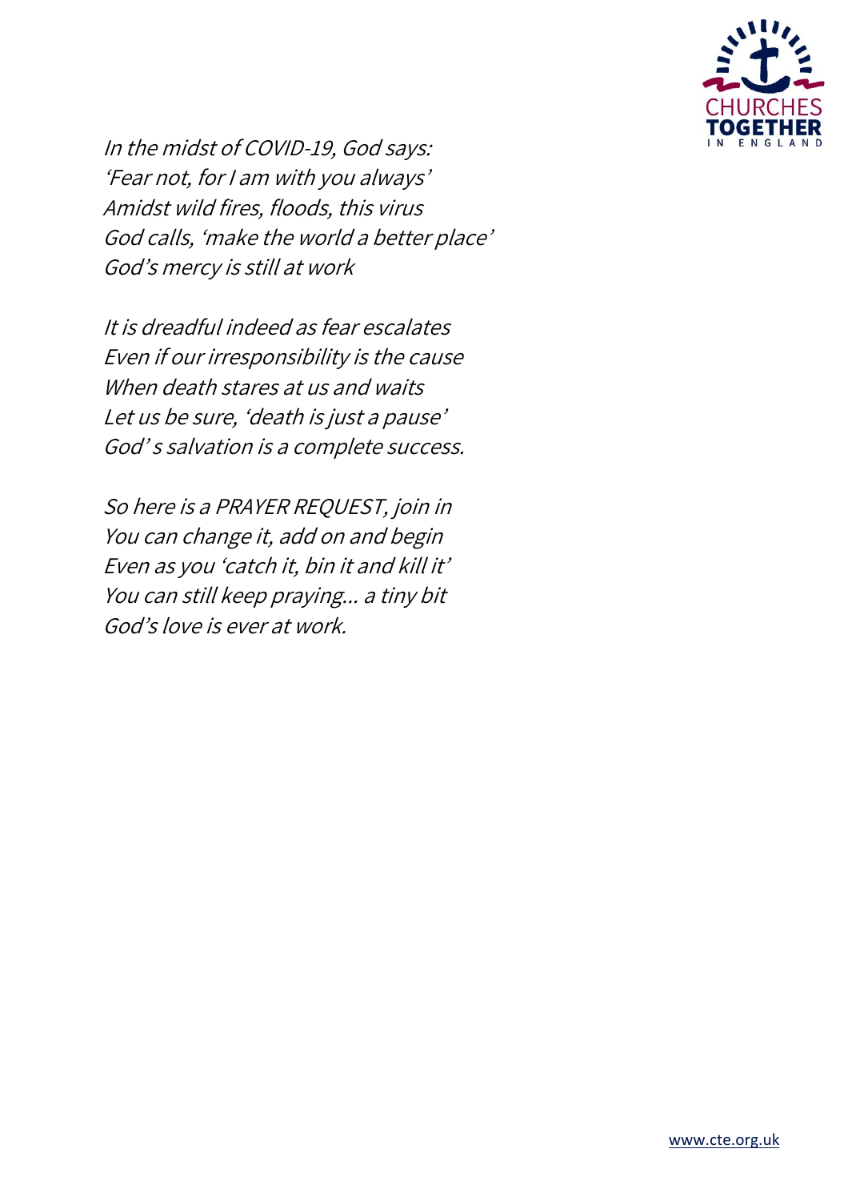*In the midst of COVID-19, God says:*
*'Fear not, for I am with you always'*
*Amidst wild fires, floods, this virus*
*God calls, 'make the world a better place'*
*God's mercy is still at work*

*It is dreadful indeed as fear escalates*
*Even if our irresponsibility is the cause*
*When death stares at us and waits*
*Let us be sure, 'death is just a pause'*
*God' s salvation is a complete success.*

*So here is a PRAYER REQUEST, join in*
*You can change it, add on and begin*
*Even as you 'catch it, bin it and kill it'*
*You can still keep praying... a tiny bit*
*God's love is ever at work.*